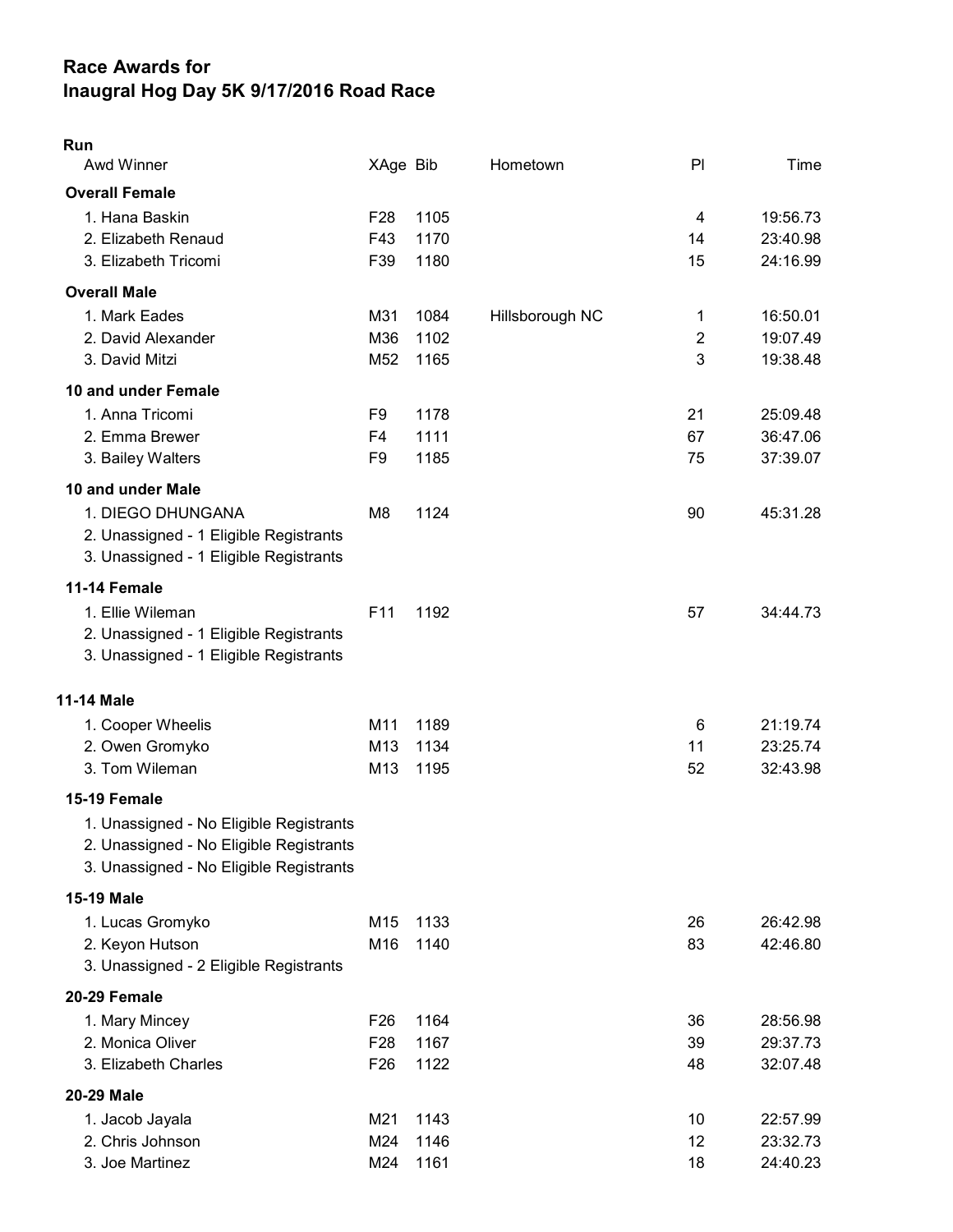## Race Awards for
## Inaugral Hog Day 5K 9/17/2016 Road Race

**Run**

| Awd Winner | XAge | Bib | Hometown | Pl | Time |
|---|---|---|---|---|---|
| **Overall Female** | | | | | |
| 1. Hana Baskin | F28 | 1105 | | 4 | 19:56.73 |
| 2. Elizabeth Renaud | F43 | 1170 | | 14 | 23:40.98 |
| 3. Elizabeth Tricomi | F39 | 1180 | | 15 | 24:16.99 |
| **Overall Male** | | | | | |
| 1. Mark Eades | M31 | 1084 | Hillsborough NC | 1 | 16:50.01 |
| 2. David Alexander | M36 | 1102 | | 2 | 19:07.49 |
| 3. David Mitzi | M52 | 1165 | | 3 | 19:38.48 |
| **10 and under Female** | | | | | |
| 1. Anna Tricomi | F9 | 1178 | | 21 | 25:09.48 |
| 2. Emma Brewer | F4 | 1111 | | 67 | 36:47.06 |
| 3. Bailey Walters | F9 | 1185 | | 75 | 37:39.07 |
| **10 and under Male** | | | | | |
| 1. DIEGO DHUNGANA | M8 | 1124 | | 90 | 45:31.28 |
| 2. Unassigned - 1 Eligible Registrants | | | | | |
| 3. Unassigned - 1 Eligible Registrants | | | | | |
| **11-14 Female** | | | | | |
| 1. Ellie Wileman | F11 | 1192 | | 57 | 34:44.73 |
| 2. Unassigned - 1 Eligible Registrants | | | | | |
| 3. Unassigned - 1 Eligible Registrants | | | | | |
| **11-14 Male** | | | | | |
| 1. Cooper Wheelis | M11 | 1189 | | 6 | 21:19.74 |
| 2. Owen Gromyko | M13 | 1134 | | 11 | 23:25.74 |
| 3. Tom Wileman | M13 | 1195 | | 52 | 32:43.98 |
| **15-19 Female** | | | | | |
| 1. Unassigned - No Eligible Registrants | | | | | |
| 2. Unassigned - No Eligible Registrants | | | | | |
| 3. Unassigned - No Eligible Registrants | | | | | |
| **15-19 Male** | | | | | |
| 1. Lucas Gromyko | M15 | 1133 | | 26 | 26:42.98 |
| 2. Keyon Hutson | M16 | 1140 | | 83 | 42:46.80 |
| 3. Unassigned - 2 Eligible Registrants | | | | | |
| **20-29 Female** | | | | | |
| 1. Mary Mincey | F26 | 1164 | | 36 | 28:56.98 |
| 2. Monica Oliver | F28 | 1167 | | 39 | 29:37.73 |
| 3. Elizabeth Charles | F26 | 1122 | | 48 | 32:07.48 |
| **20-29 Male** | | | | | |
| 1. Jacob Jayala | M21 | 1143 | | 10 | 22:57.99 |
| 2. Chris Johnson | M24 | 1146 | | 12 | 23:32.73 |
| 3. Joe Martinez | M24 | 1161 | | 18 | 24:40.23 |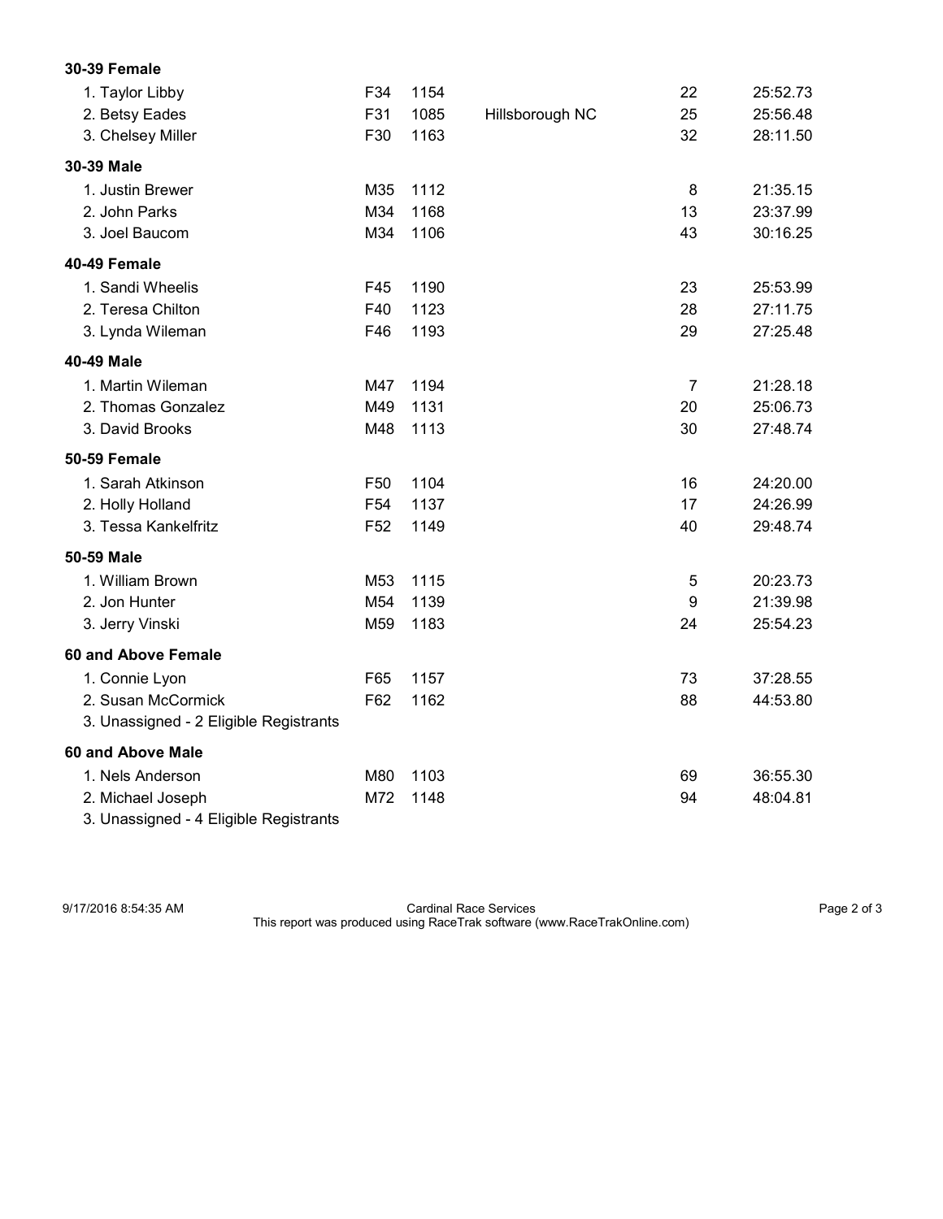**30-39 Female**

| | | | | | |
|---|---|---|---|---|---|
| 1. Taylor Libby | F34 | 1154 | | 22 | 25:52.73 |
| 2. Betsy Eades | F31 | 1085 | Hillsborough NC | 25 | 25:56.48 |
| 3. Chelsey Miller | F30 | 1163 | | 32 | 28:11.50 |

**30-39 Male**

| | | | | | |
|---|---|---|---|---|---|
| 1. Justin Brewer | M35 | 1112 | | 8 | 21:35.15 |
| 2. John Parks | M34 | 1168 | | 13 | 23:37.99 |
| 3. Joel Baucom | M34 | 1106 | | 43 | 30:16.25 |

**40-49 Female**

| | | | | | |
|---|---|---|---|---|---|
| 1. Sandi Wheelis | F45 | 1190 | | 23 | 25:53.99 |
| 2. Teresa Chilton | F40 | 1123 | | 28 | 27:11.75 |
| 3. Lynda Wileman | F46 | 1193 | | 29 | 27:25.48 |

**40-49 Male**

| | | | | | |
|---|---|---|---|---|---|
| 1. Martin Wileman | M47 | 1194 | | 7 | 21:28.18 |
| 2. Thomas Gonzalez | M49 | 1131 | | 20 | 25:06.73 |
| 3. David Brooks | M48 | 1113 | | 30 | 27:48.74 |

**50-59 Female**

| | | | | | |
|---|---|---|---|---|---|
| 1. Sarah Atkinson | F50 | 1104 | | 16 | 24:20.00 |
| 2. Holly Holland | F54 | 1137 | | 17 | 24:26.99 |
| 3. Tessa Kankelfritz | F52 | 1149 | | 40 | 29:48.74 |

**50-59 Male**

| | | | | | |
|---|---|---|---|---|---|
| 1. William Brown | M53 | 1115 | | 5 | 20:23.73 |
| 2. Jon Hunter | M54 | 1139 | | 9 | 21:39.98 |
| 3. Jerry Vinski | M59 | 1183 | | 24 | 25:54.23 |

**60 and Above Female**

| | | | | | |
|---|---|---|---|---|---|
| 1. Connie Lyon | F65 | 1157 | | 73 | 37:28.55 |
| 2. Susan McCormick | F62 | 1162 | | 88 | 44:53.80 |
| 3. Unassigned - 2 Eligible Registrants | | | | | |

**60 and Above Male**

| | | | | | |
|---|---|---|---|---|---|
| 1. Nels Anderson | M80 | 1103 | | 69 | 36:55.30 |
| 2. Michael Joseph | M72 | 1148 | | 94 | 48:04.81 |
| 3. Unassigned - 4 Eligible Registrants | | | | | |